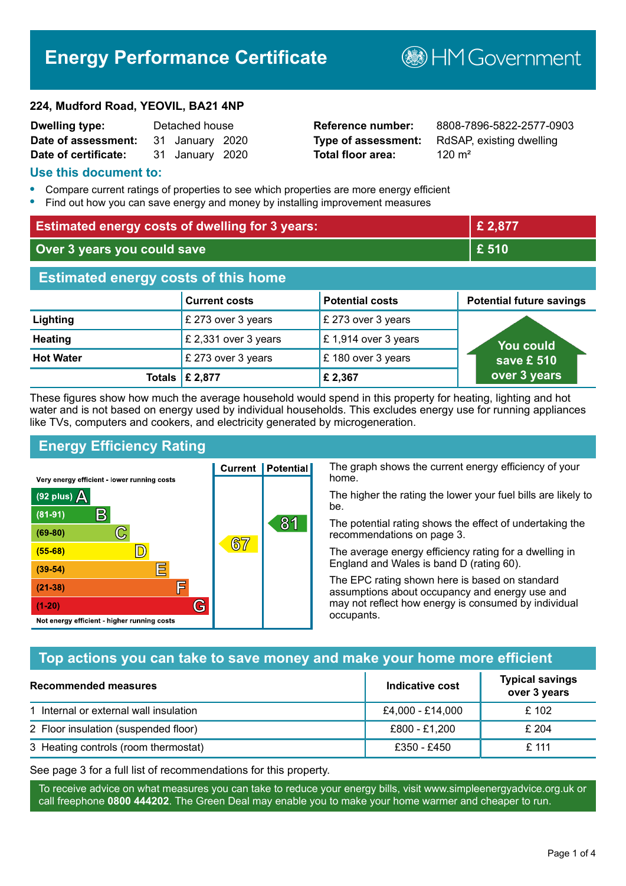# Energy Performance Certificate

HM Government

**224, Mudford Road, YEOVIL, BA21 4NP**

| | | | |
|---|---|---|---|
| **Dwelling type:** | Detached house | **Reference number:** | 8808-7896-5822-2577-0903 |
| **Date of assessment:** | 31 January 2020 | **Type of assessment:** | RdSAP, existing dwelling |
| **Date of certificate:** | 31 January 2020 | **Total floor area:** | 120 m² |

## Use this document to:

- Compare current ratings of properties to see which properties are more energy efficient
- Find out how you can save energy and money by installing improvement measures

| | |
|---|---|
| **Estimated energy costs of dwelling for 3 years:** | **£ 2,877** |
| **Over 3 years you could save** | **£ 510** |

## Estimated energy costs of this home

| | Current costs | Potential costs | Potential future savings |
|---|---|---|---|
| **Lighting** | £ 273 over 3 years | £ 273 over 3 years | You could save £ 510 over 3 years |
| **Heating** | £ 2,331 over 3 years | £ 1,914 over 3 years | |
| **Hot Water** | £ 273 over 3 years | £ 180 over 3 years | |
| **Totals** | **£ 2,877** | **£ 2,367** | |

These figures show how much the average household would spend in this property for heating, lighting and hot water and is not based on energy used by individual households. This excludes energy use for running appliances like TVs, computers and cookers, and electricity generated by microgeneration.

## Energy Efficiency Rating

Current | Potential

Very energy efficient - lower running costs

(92 plus) A

(81-91) B

(69-80) C

(55-68) D

(39-54) E

(21-38) F

(1-20) G

Not energy efficient - higher running costs

Current: 67

Potential: 81

The graph shows the current energy efficiency of your home.

The higher the rating the lower your fuel bills are likely to be.

The potential rating shows the effect of undertaking the recommendations on page 3.

The average energy efficiency rating for a dwelling in England and Wales is band D (rating 60).

The EPC rating shown here is based on standard assumptions about occupancy and energy use and may not reflect how energy is consumed by individual occupants.

## Top actions you can take to save money and make your home more efficient

| Recommended measures | Indicative cost | Typical savings over 3 years |
|---|---|---|
| 1 Internal or external wall insulation | £4,000 - £14,000 | £ 102 |
| 2 Floor insulation (suspended floor) | £800 - £1,200 | £ 204 |
| 3 Heating controls (room thermostat) | £350 - £450 | £ 111 |

See page 3 for a full list of recommendations for this property.

To receive advice on what measures you can take to reduce your energy bills, visit www.simpleenergyadvice.org.uk or call freephone **0800 444202**. The Green Deal may enable you to make your home warmer and cheaper to run.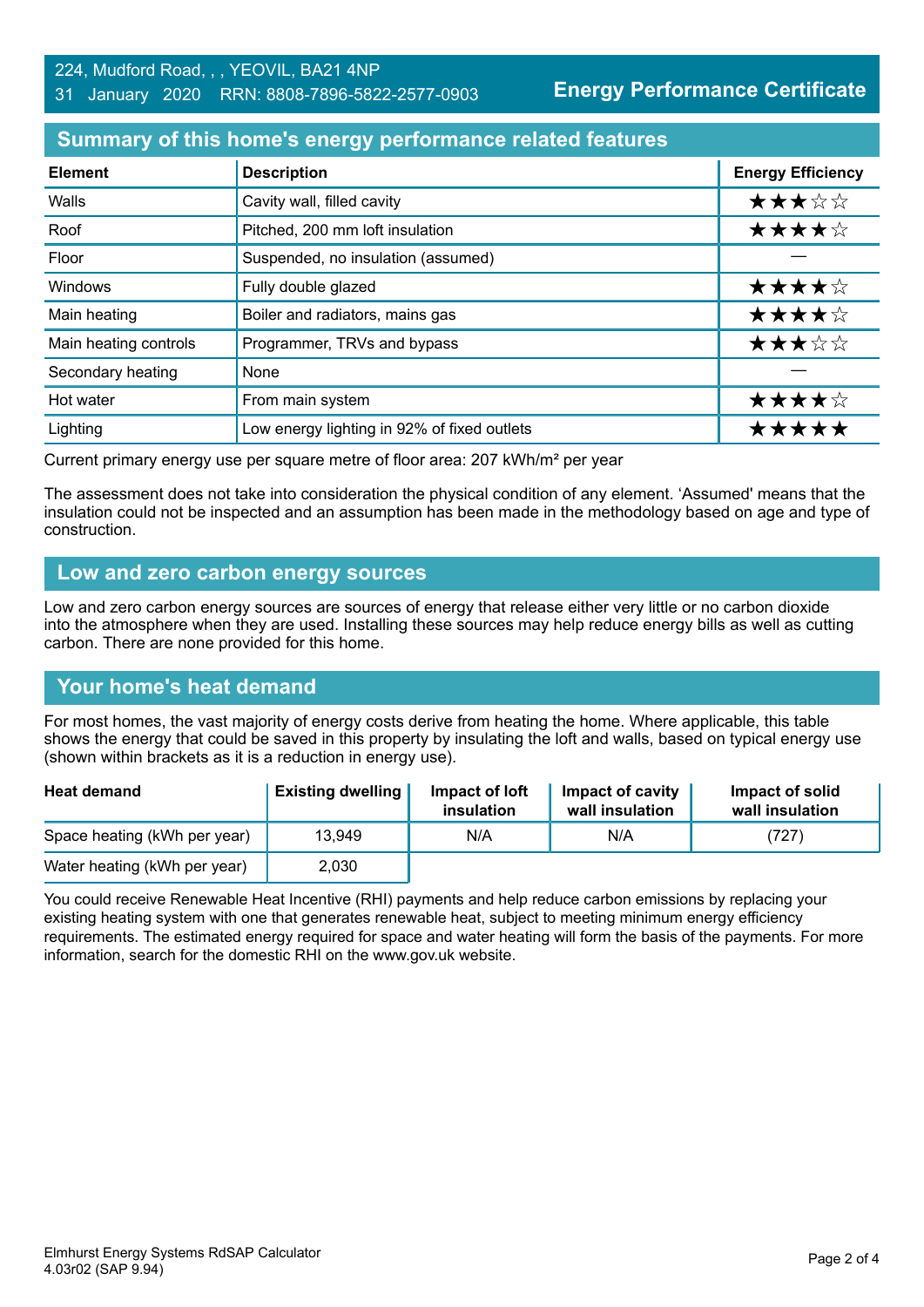224, Mudford Road, , , YEOVIL, BA21 4NP
31 January 2020 RRN: 8808-7896-5822-2577-0903

**Energy Performance Certificate**

## Summary of this home's energy performance related features

| Element | Description | Energy Efficiency |
|---|---|---|
| Walls | Cavity wall, filled cavity | ★★★☆☆ |
| Roof | Pitched, 200 mm loft insulation | ★★★★☆ |
| Floor | Suspended, no insulation (assumed) | — |
| Windows | Fully double glazed | ★★★★☆ |
| Main heating | Boiler and radiators, mains gas | ★★★★☆ |
| Main heating controls | Programmer, TRVs and bypass | ★★★☆☆ |
| Secondary heating | None | — |
| Hot water | From main system | ★★★★☆ |
| Lighting | Low energy lighting in 92% of fixed outlets | ★★★★★ |

Current primary energy use per square metre of floor area: 207 kWh/m² per year

The assessment does not take into consideration the physical condition of any element. 'Assumed' means that the insulation could not be inspected and an assumption has been made in the methodology based on age and type of construction.

## Low and zero carbon energy sources

Low and zero carbon energy sources are sources of energy that release either very little or no carbon dioxide into the atmosphere when they are used. Installing these sources may help reduce energy bills as well as cutting carbon. There are none provided for this home.

## Your home's heat demand

For most homes, the vast majority of energy costs derive from heating the home. Where applicable, this table shows the energy that could be saved in this property by insulating the loft and walls, based on typical energy use (shown within brackets as it is a reduction in energy use).

| Heat demand | Existing dwelling | Impact of loft insulation | Impact of cavity wall insulation | Impact of solid wall insulation |
|---|---|---|---|---|
| Space heating (kWh per year) | 13,949 | N/A | N/A | (727) |
| Water heating (kWh per year) | 2,030 | | | |

You could receive Renewable Heat Incentive (RHI) payments and help reduce carbon emissions by replacing your existing heating system with one that generates renewable heat, subject to meeting minimum energy efficiency requirements. The estimated energy required for space and water heating will form the basis of the payments. For more information, search for the domestic RHI on the www.gov.uk website.

Elmhurst Energy Systems RdSAP Calculator
4.03r02 (SAP 9.94)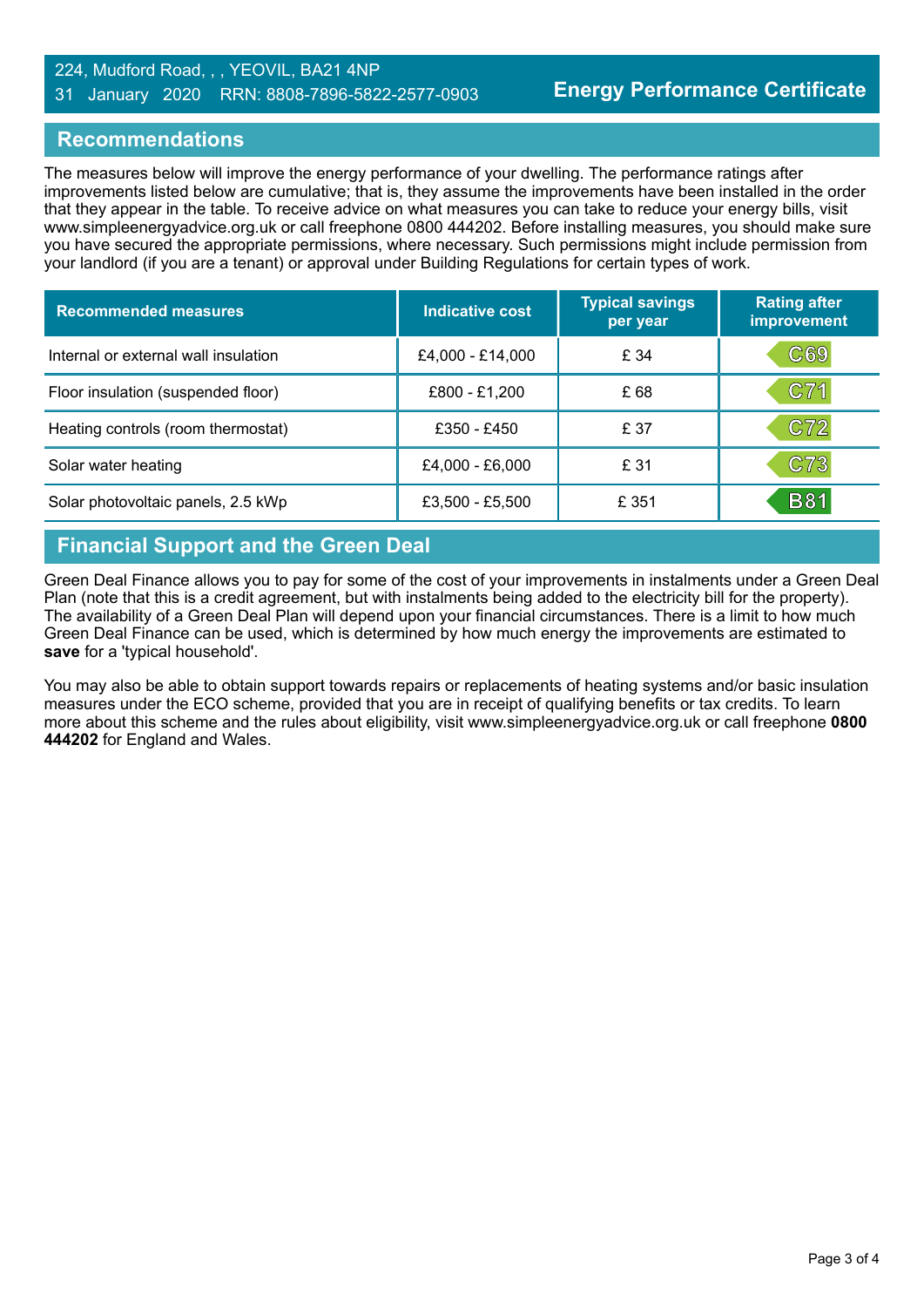## Recommendations

The measures below will improve the energy performance of your dwelling. The performance ratings after improvements listed below are cumulative; that is, they assume the improvements have been installed in the order that they appear in the table. To receive advice on what measures you can take to reduce your energy bills, visit www.simpleenergyadvice.org.uk or call freephone 0800 444202. Before installing measures, you should make sure you have secured the appropriate permissions, where necessary. Such permissions might include permission from your landlord (if you are a tenant) or approval under Building Regulations for certain types of work.

| Recommended measures | Indicative cost | Typical savings per year | Rating after improvement |
|---|---|---|---|
| Internal or external wall insulation | £4,000 - £14,000 | £ 34 | C69 |
| Floor insulation (suspended floor) | £800 - £1,200 | £ 68 | C71 |
| Heating controls (room thermostat) | £350 - £450 | £ 37 | C72 |
| Solar water heating | £4,000 - £6,000 | £ 31 | C73 |
| Solar photovoltaic panels, 2.5 kWp | £3,500 - £5,500 | £ 351 | B81 |

## Financial Support and the Green Deal

Green Deal Finance allows you to pay for some of the cost of your improvements in instalments under a Green Deal Plan (note that this is a credit agreement, but with instalments being added to the electricity bill for the property). The availability of a Green Deal Plan will depend upon your financial circumstances. There is a limit to how much Green Deal Finance can be used, which is determined by how much energy the improvements are estimated to **save** for a 'typical household'.

You may also be able to obtain support towards repairs or replacements of heating systems and/or basic insulation measures under the ECO scheme, provided that you are in receipt of qualifying benefits or tax credits. To learn more about this scheme and the rules about eligibility, visit www.simpleenergyadvice.org.uk or call freephone **0800 444202** for England and Wales.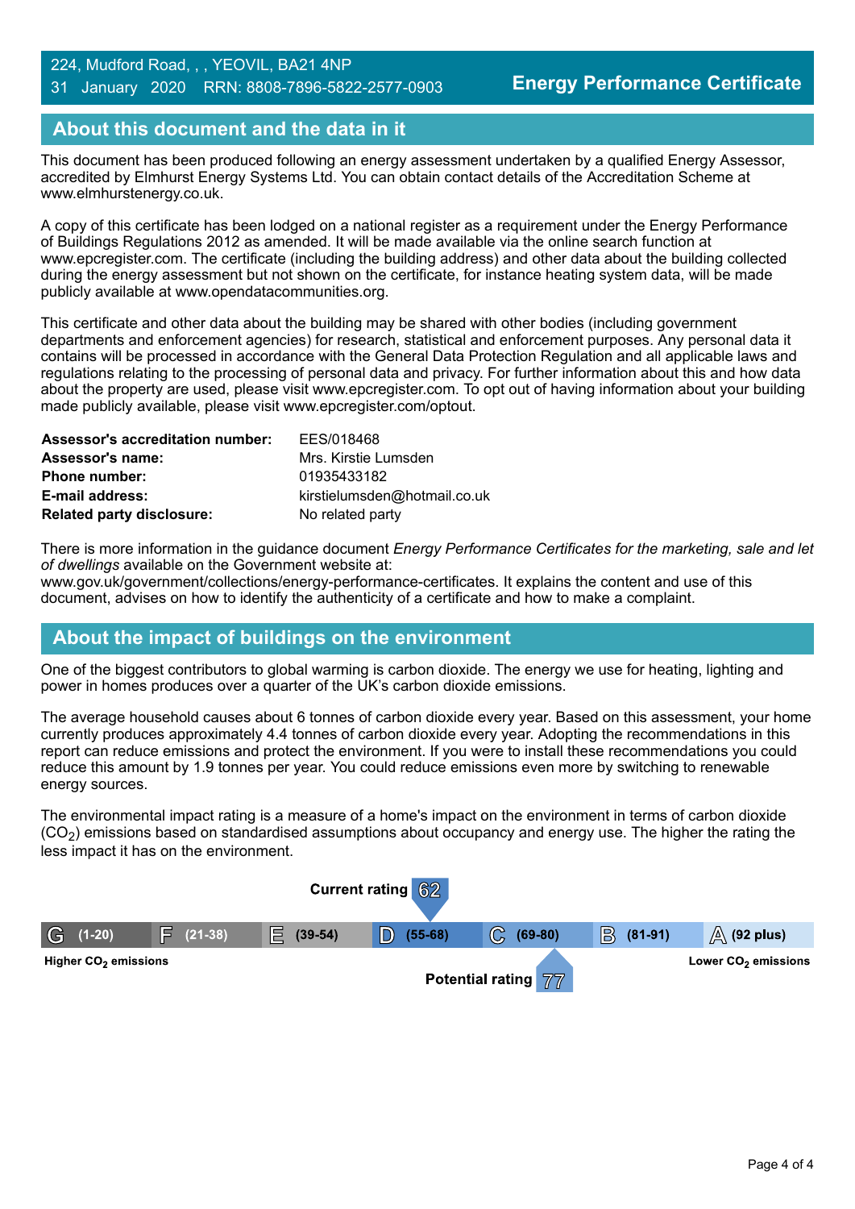224, Mudford Road, , , YEOVIL, BA21 4NP
31 January 2020 RRN: 8808-7896-5822-2577-0903

**Energy Performance Certificate**

## About this document and the data in it

This document has been produced following an energy assessment undertaken by a qualified Energy Assessor, accredited by Elmhurst Energy Systems Ltd. You can obtain contact details of the Accreditation Scheme at www.elmhurstenergy.co.uk.

A copy of this certificate has been lodged on a national register as a requirement under the Energy Performance of Buildings Regulations 2012 as amended. It will be made available via the online search function at www.epcregister.com. The certificate (including the building address) and other data about the building collected during the energy assessment but not shown on the certificate, for instance heating system data, will be made publicly available at www.opendatacommunities.org.

This certificate and other data about the building may be shared with other bodies (including government departments and enforcement agencies) for research, statistical and enforcement purposes. Any personal data it contains will be processed in accordance with the General Data Protection Regulation and all applicable laws and regulations relating to the processing of personal data and privacy. For further information about this and how data about the property are used, please visit www.epcregister.com. To opt out of having information about your building made publicly available, please visit www.epcregister.com/optout.

| | |
|---|---|
| **Assessor's accreditation number:** | EES/018468 |
| **Assessor's name:** | Mrs. Kirstie Lumsden |
| **Phone number:** | 01935433182 |
| **E-mail address:** | kirstielumsden@hotmail.co.uk |
| **Related party disclosure:** | No related party |

There is more information in the guidance document *Energy Performance Certificates for the marketing, sale and let of dwellings* available on the Government website at: www.gov.uk/government/collections/energy-performance-certificates. It explains the content and use of this document, advises on how to identify the authenticity of a certificate and how to make a complaint.

## About the impact of buildings on the environment

One of the biggest contributors to global warming is carbon dioxide. The energy we use for heating, lighting and power in homes produces over a quarter of the UK's carbon dioxide emissions.

The average household causes about 6 tonnes of carbon dioxide every year. Based on this assessment, your home currently produces approximately 4.4 tonnes of carbon dioxide every year. Adopting the recommendations in this report can reduce emissions and protect the environment. If you were to install these recommendations you could reduce this amount by 1.9 tonnes per year. You could reduce emissions even more by switching to renewable energy sources.

The environmental impact rating is a measure of a home's impact on the environment in terms of carbon dioxide ($CO_2$) emissions based on standardised assumptions about occupancy and energy use. The higher the rating the less impact it has on the environment.

Current rating 62

G (1-20) F (21-38) E (39-54) D (55-68) C (69-80) B (81-91) A (92 plus)

Higher $CO_2$ emissions

Lower $CO_2$ emissions

Potential rating 77